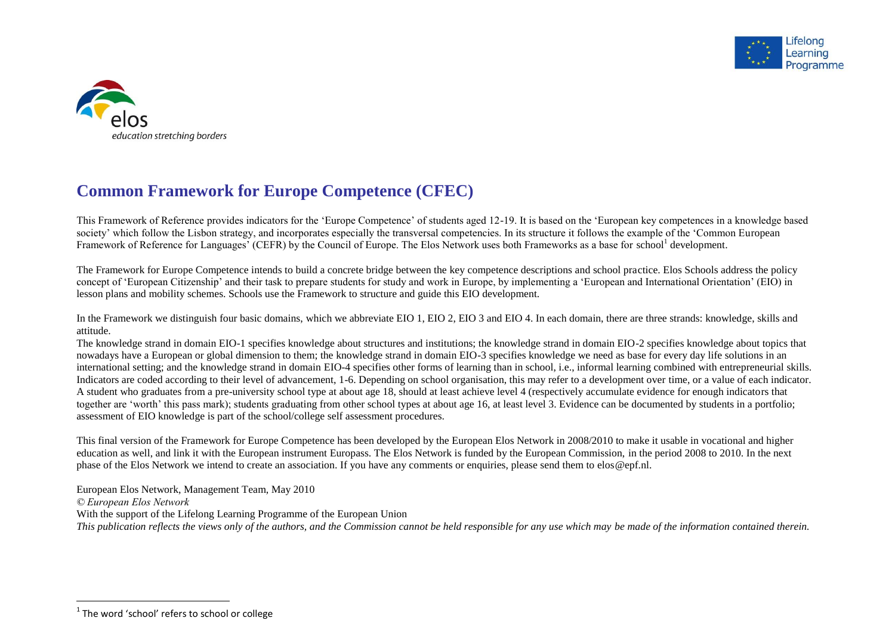elos

*education stretching borders*

Lifelong Learning Programme

# Common Framework for Europe Competence (CFEC)

This Framework of Reference provides indicators for the 'Europe Competence' of students aged 12-19. It is based on the 'European key competences in a knowledge based society' which follow the Lisbon strategy, and incorporates especially the transversal competencies. In its structure it follows the example of the 'Common European Framework of Reference for Languages' (CEFR) by the Council of Europe. The Elos Network uses both Frameworks as a base for school[1] development.

The Framework for Europe Competence intends to build a concrete bridge between the key competence descriptions and school practice. Elos Schools address the policy concept of 'European Citizenship' and their task to prepare students for study and work in Europe, by implementing a 'European and International Orientation' (EIO) in lesson plans and mobility schemes. Schools use the Framework to structure and guide this EIO development.

In the Framework we distinguish four basic domains, which we abbreviate EIO 1, EIO 2, EIO 3 and EIO 4. In each domain, there are three strands: knowledge, skills and attitude.
The knowledge strand in domain EIO-1 specifies knowledge about structures and institutions; the knowledge strand in domain EIO-2 specifies knowledge about topics that nowadays have a European or global dimension to them; the knowledge strand in domain EIO-3 specifies knowledge we need as base for every day life solutions in an international setting; and the knowledge strand in domain EIO-4 specifies other forms of learning than in school, i.e., informal learning combined with entrepreneurial skills. Indicators are coded according to their level of advancement, 1-6. Depending on school organisation, this may refer to a development over time, or a value of each indicator. A student who graduates from a pre-university school type at about age 18, should at least achieve level 4 (respectively accumulate evidence for enough indicators that together are 'worth' this pass mark); students graduating from other school types at about age 16, at least level 3. Evidence can be documented by students in a portfolio; assessment of EIO knowledge is part of the school/college self assessment procedures.

This final version of the Framework for Europe Competence has been developed by the European Elos Network in 2008/2010 to make it usable in vocational and higher education as well, and link it with the European instrument Europass. The Elos Network is funded by the European Commission, in the period 2008 to 2010. In the next phase of the Elos Network we intend to create an association. If you have any comments or enquiries, please send them to elos@epf.nl.

European Elos Network, Management Team, May 2010
*© European Elos Network*
With the support of the Lifelong Learning Programme of the European Union
*This publication reflects the views only of the authors, and the Commission cannot be held responsible for any use which may be made of the information contained therein.*

---

[1] The word 'school' refers to school or college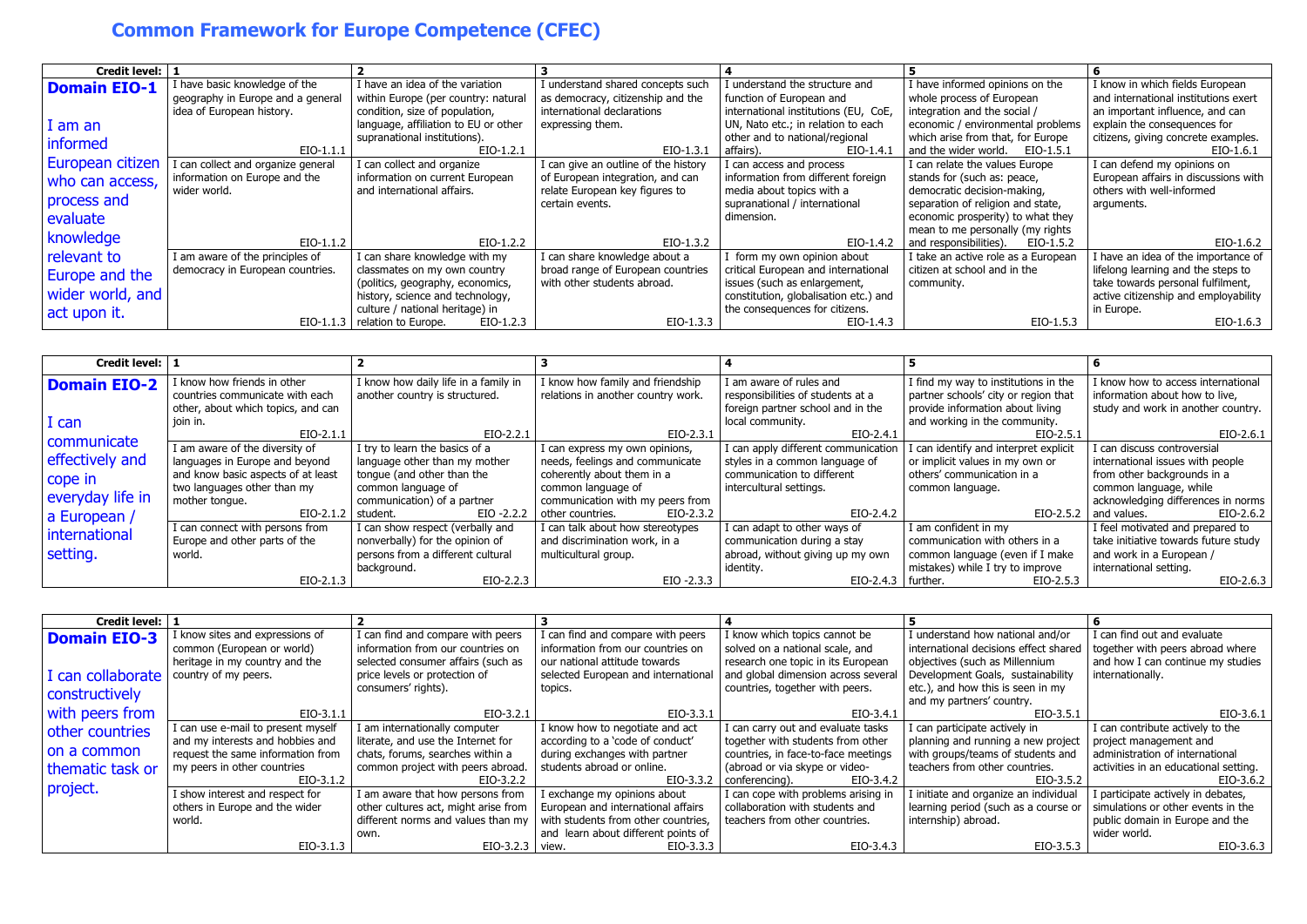# Common Framework for Europe Competence (CFEC)

| Credit level: | 1 | 2 | 3 | 4 | 5 | 6 |
|---|---|---|---|---|---|---|
| **Domain EIO-1** I am an informed European citizen who can access, process and evaluate knowledge relevant to Europe and the wider world, and act upon it. | I have basic knowledge of the geography in Europe and a general idea of European history. EIO-1.1.1 | I have an idea of the variation within Europe (per country: natural condition, size of population, language, affiliation to EU or other supranational institutions). EIO-1.2.1 | I understand shared concepts such as democracy, citizenship and the international declarations expressing them. EIO-1.3.1 | I understand the structure and function of European and international institutions (EU, CoE, UN, Nato etc.; in relation to each other and to national/regional affairs). EIO-1.4.1 | I have informed opinions on the whole process of European integration and the social / economic / environmental problems which arise from that, for Europe and the wider world. EIO-1.5.1 | I know in which fields European and international institutions exert an important influence, and can explain the consequences for citizens, giving concrete examples. EIO-1.6.1 |
| | I can collect and organize general information on Europe and the wider world. EIO-1.1.2 | I can collect and organize information on current European and international affairs. EIO-1.2.2 | I can give an outline of the history of European integration, and can relate European key figures to certain events. EIO-1.3.2 | I can access and process information from different foreign media about topics with a supranational / international dimension. EIO-1.4.2 | I can relate the values Europe stands for (such as: peace, democratic decision-making, separation of religion and state, economic prosperity) to what they mean to me personally (my rights and responsibilities). EIO-1.5.2 | I can defend my opinions on European affairs in discussions with others with well-informed arguments. EIO-1.6.2 |
| | I am aware of the principles of democracy in European countries. EIO-1.1.3 | I can share knowledge with my classmates on my own country (politics, geography, economics, history, science and technology, culture / national heritage) in relation to Europe. EIO-1.2.3 | I can share knowledge about a broad range of European countries with other students abroad. EIO-1.3.3 | I form my own opinion about critical European and international issues (such as enlargement, constitution, globalisation etc.) and the consequences for citizens. EIO-1.4.3 | I take an active role as a European citizen at school and in the community. EIO-1.5.3 | I have an idea of the importance of lifelong learning and the steps to take towards personal fulfilment, active citizenship and employability in Europe. EIO-1.6.3 |

| Credit level: | 1 | 2 | 3 | 4 | 5 | 6 |
|---|---|---|---|---|---|---|
| **Domain EIO-2** I can communicate effectively and cope in everyday life in a European / international setting. | I know how friends in other countries communicate with each other, about which topics, and can join in. EIO-2.1.1 | I know how daily life in a family in another country is structured. EIO-2.2.1 | I know how family and friendship relations in another country work. EIO-2.3.1 | I am aware of rules and responsibilities of students at a foreign partner school and in the local community. EIO-2.4.1 | I find my way to institutions in the partner schools' city or region that provide information about living and working in the community. EIO-2.5.1 | I know how to access international information about how to live, study and work in another country. EIO-2.6.1 |
| | I am aware of the diversity of languages in Europe and beyond and know basic aspects of at least two languages other than my mother tongue. EIO-2.1.2 | I try to learn the basics of a language other than my mother tongue (and other than the common language of communication) of a partner student. EIO -2.2.2 | I can express my own opinions, needs, feelings and communicate coherently about them in a common language of communication with my peers from other countries. EIO-2.3.2 | I can apply different communication styles in a common language of communication to different intercultural settings. EIO-2.4.2 | I can identify and interpret explicit or implicit values in my own or others' communication in a common language. EIO-2.5.2 | I can discuss controversial international issues with people from other backgrounds in a common language, while acknowledging differences in norms and values. EIO-2.6.2 |
| | I can connect with persons from Europe and other parts of the world. EIO-2.1.3 | I can show respect (verbally and nonverbally) for the opinion of persons from a different cultural background. EIO-2.2.3 | I can talk about how stereotypes and discrimination work, in a multicultural group. EIO -2.3.3 | I can adapt to other ways of communication during a stay abroad, without giving up my own identity. EIO-2.4.3 | I am confident in my communication with others in a common language (even if I make mistakes) while I try to improve further. EIO-2.5.3 | I feel motivated and prepared to take initiative towards future study and work in a European / international setting. EIO-2.6.3 |

| Credit level: | 1 | 2 | 3 | 4 | 5 | 6 |
|---|---|---|---|---|---|---|
| **Domain EIO-3** I can collaborate constructively with peers from other countries on a common thematic task or project. | I know sites and expressions of common (European or world) heritage in my country and the country of my peers. EIO-3.1.1 | I can find and compare with peers information from our countries on selected consumer affairs (such as price levels or protection of consumers' rights). EIO-3.2.1 | I can find and compare with peers information from our countries on our national attitude towards selected European and international topics. EIO-3.3.1 | I know which topics cannot be solved on a national scale, and research one topic in its European and global dimension across several countries, together with peers. EIO-3.4.1 | I understand how national and/or international decisions effect shared objectives (such as Millennium Development Goals, sustainability etc.), and how this is seen in my and my partners' country. EIO-3.5.1 | I can find out and evaluate together with peers abroad where and how I can continue my studies internationally. EIO-3.6.1 |
| | I can use e-mail to present myself and my interests and hobbies and request the same information from my peers in other countries EIO-3.1.2 | I am internationally computer literate, and use the Internet for chats, forums, searches within a common project with peers abroad. EIO-3.2.2 | I know how to negotiate and act according to a 'code of conduct' during exchanges with partner students abroad or online. EIO-3.3.2 | I can carry out and evaluate tasks together with students from other countries, in face-to-face meetings (abroad or via skype or video-conferencing). EIO-3.4.2 | I can participate actively in planning and running a new project with groups/teams of students and teachers from other countries. EIO-3.5.2 | I can contribute actively to the project management and administration of international activities in an educational setting. EIO-3.6.2 |
| | I show interest and respect for others in Europe and the wider world. EIO-3.1.3 | I am aware that how persons from other cultures act, might arise from different norms and values than my own. EIO-3.2.3 | I exchange my opinions about European and international affairs with students from other countries, and learn about different points of view. EIO-3.3.3 | I can cope with problems arising in collaboration with students and teachers from other countries. EIO-3.4.3 | I initiate and organize an individual learning period (such as a course or internship) abroad. EIO-3.5.3 | I participate actively in debates, simulations or other events in the public domain in Europe and the wider world. EIO-3.6.3 |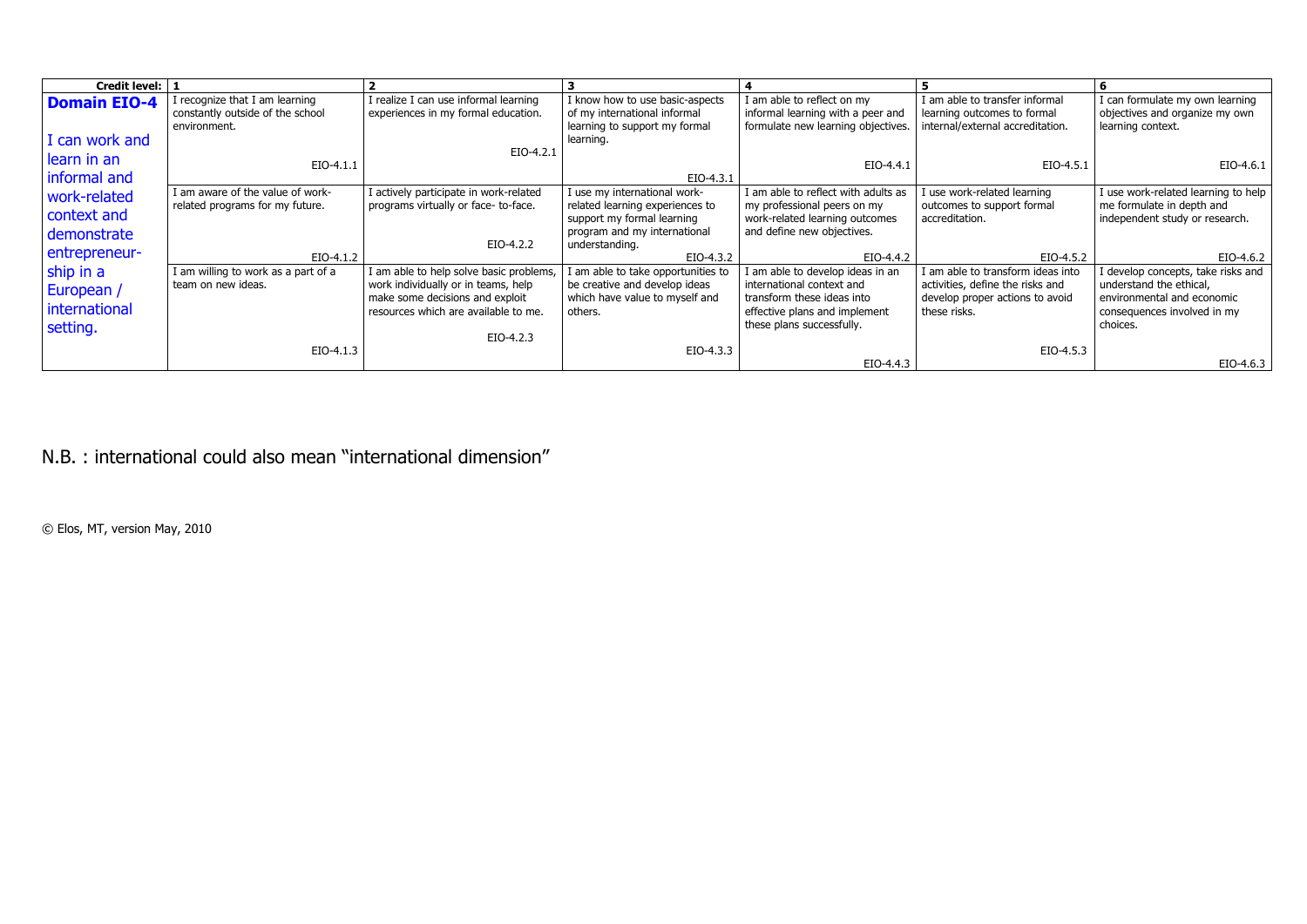| Credit level: | 1 | 2 | 3 | 4 | 5 | 6 |
|---|---|---|---|---|---|---|
| **Domain EIO-4** I can work and learn in an informal and work-related context and demonstrate entrepreneur-ship in a European / international setting. | I recognize that I am learning constantly outside of the school environment. EIO-4.1.1 | I realize I can use informal learning experiences in my formal education. EIO-4.2.1 | I know how to use basic-aspects of my international informal learning to support my formal learning. EIO-4.3.1 | I am able to reflect on my informal learning with a peer and formulate new learning objectives. EIO-4.4.1 | I am able to transfer informal learning outcomes to formal internal/external accreditation. EIO-4.5.1 | I can formulate my own learning objectives and organize my own learning context. EIO-4.6.1 |
| | I am aware of the value of work-related programs for my future. EIO-4.1.2 | I actively participate in work-related programs virtually or face- to-face. EIO-4.2.2 | I use my international work-related learning experiences to support my formal learning program and my international understanding. EIO-4.3.2 | I am able to reflect with adults as my professional peers on my work-related learning outcomes and define new objectives. EIO-4.4.2 | I use work-related learning outcomes to support formal accreditation. EIO-4.5.2 | I use work-related learning to help me formulate in depth and independent study or research. EIO-4.6.2 |
| | I am willing to work as a part of a team on new ideas. EIO-4.1.3 | I am able to help solve basic problems, work individually or in teams, help make some decisions and exploit resources which are available to me. EIO-4.2.3 | I am able to take opportunities to be creative and develop ideas which have value to myself and others. EIO-4.3.3 | I am able to develop ideas in an international context and transform these ideas into effective plans and implement these plans successfully. EIO-4.4.3 | I am able to transform ideas into activities, define the risks and develop proper actions to avoid these risks. EIO-4.5.3 | I develop concepts, take risks and understand the ethical, environmental and economic consequences involved in my choices. EIO-4.6.3 |

N.B. : international could also mean "international dimension"

© Elos, MT, version May, 2010